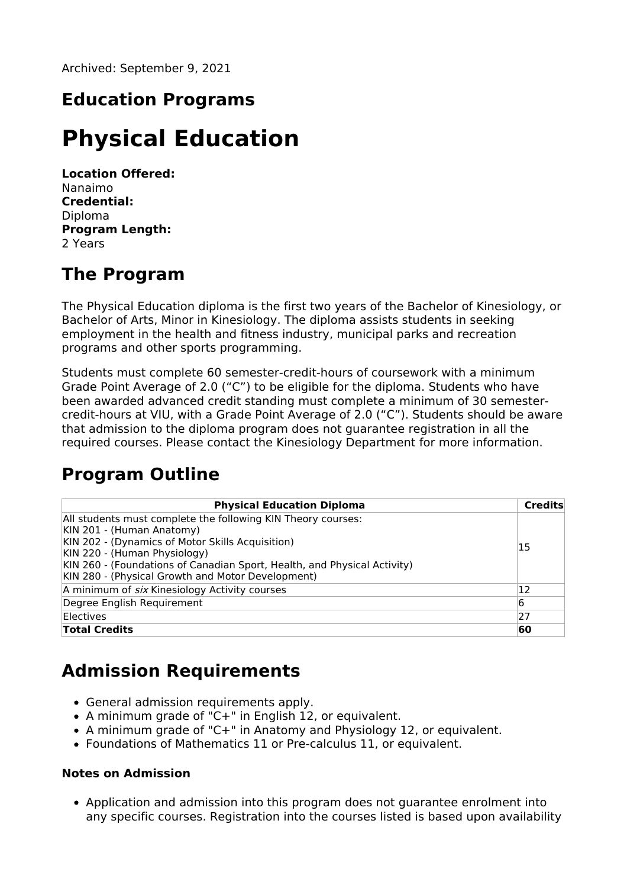Archived: September 9, 2021

## Education Programs

# Physical Education

**Location Offered:**
Nanaimo
**Credential:**
Diploma
**Program Length:**
2 Years

## The Program

The Physical Education diploma is the first two years of the Bachelor of Kinesiology, or Bachelor of Arts, Minor in Kinesiology. The diploma assists students in seeking employment in the health and fitness industry, municipal parks and recreation programs and other sports programming.

Students must complete 60 semester-credit-hours of coursework with a minimum Grade Point Average of 2.0 (“C”) to be eligible for the diploma. Students who have been awarded advanced credit standing must complete a minimum of 30 semester-credit-hours at VIU, with a Grade Point Average of 2.0 (“C”). Students should be aware that admission to the diploma program does not guarantee registration in all the required courses. Please contact the Kinesiology Department for more information.

## Program Outline

| Physical Education Diploma | Credits |
|---|---|
| All students must complete the following KIN Theory courses:<br>KIN 201 - (Human Anatomy)<br>KIN 202 - (Dynamics of Motor Skills Acquisition)<br>KIN 220 - (Human Physiology)<br>KIN 260 - (Foundations of Canadian Sport, Health, and Physical Activity)<br>KIN 280 - (Physical Growth and Motor Development) | 15 |
| A minimum of *six* Kinesiology Activity courses | 12 |
| Degree English Requirement | 6 |
| Electives | 27 |
| **Total Credits** | **60** |

## Admission Requirements

- General admission requirements apply.
- A minimum grade of "C+" in English 12, or equivalent.
- A minimum grade of "C+" in Anatomy and Physiology 12, or equivalent.
- Foundations of Mathematics 11 or Pre-calculus 11, or equivalent.

### Notes on Admission

- Application and admission into this program does not guarantee enrolment into any specific courses. Registration into the courses listed is based upon availability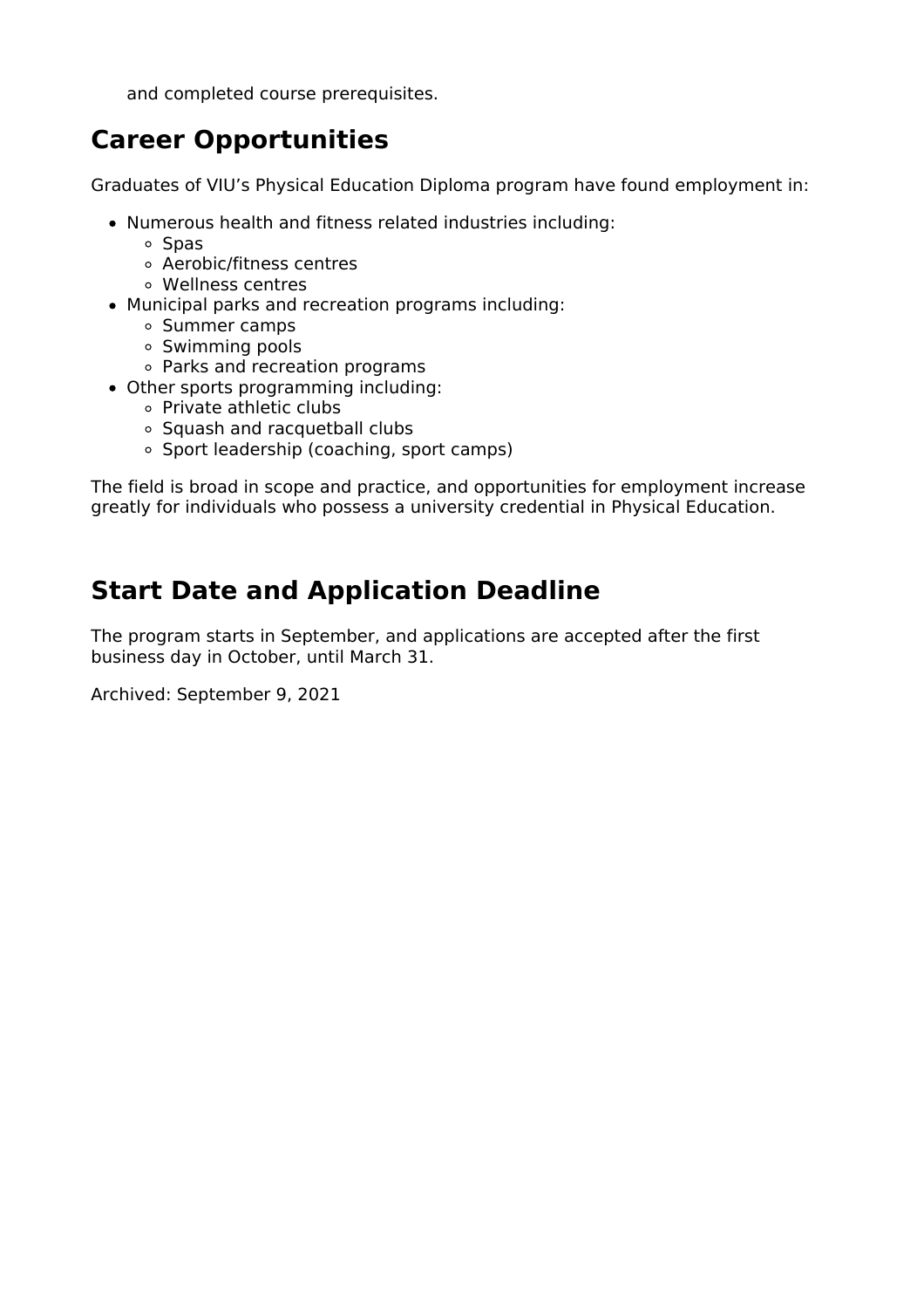and completed course prerequisites.

## Career Opportunities

Graduates of VIU’s Physical Education Diploma program have found employment in:

- Numerous health and fitness related industries including:
  - Spas
  - Aerobic/fitness centres
  - Wellness centres
- Municipal parks and recreation programs including:
  - Summer camps
  - Swimming pools
  - Parks and recreation programs
- Other sports programming including:
  - Private athletic clubs
  - Squash and racquetball clubs
  - Sport leadership (coaching, sport camps)

The field is broad in scope and practice, and opportunities for employment increase greatly for individuals who possess a university credential in Physical Education.

## Start Date and Application Deadline

The program starts in September, and applications are accepted after the first business day in October, until March 31.

Archived: September 9, 2021